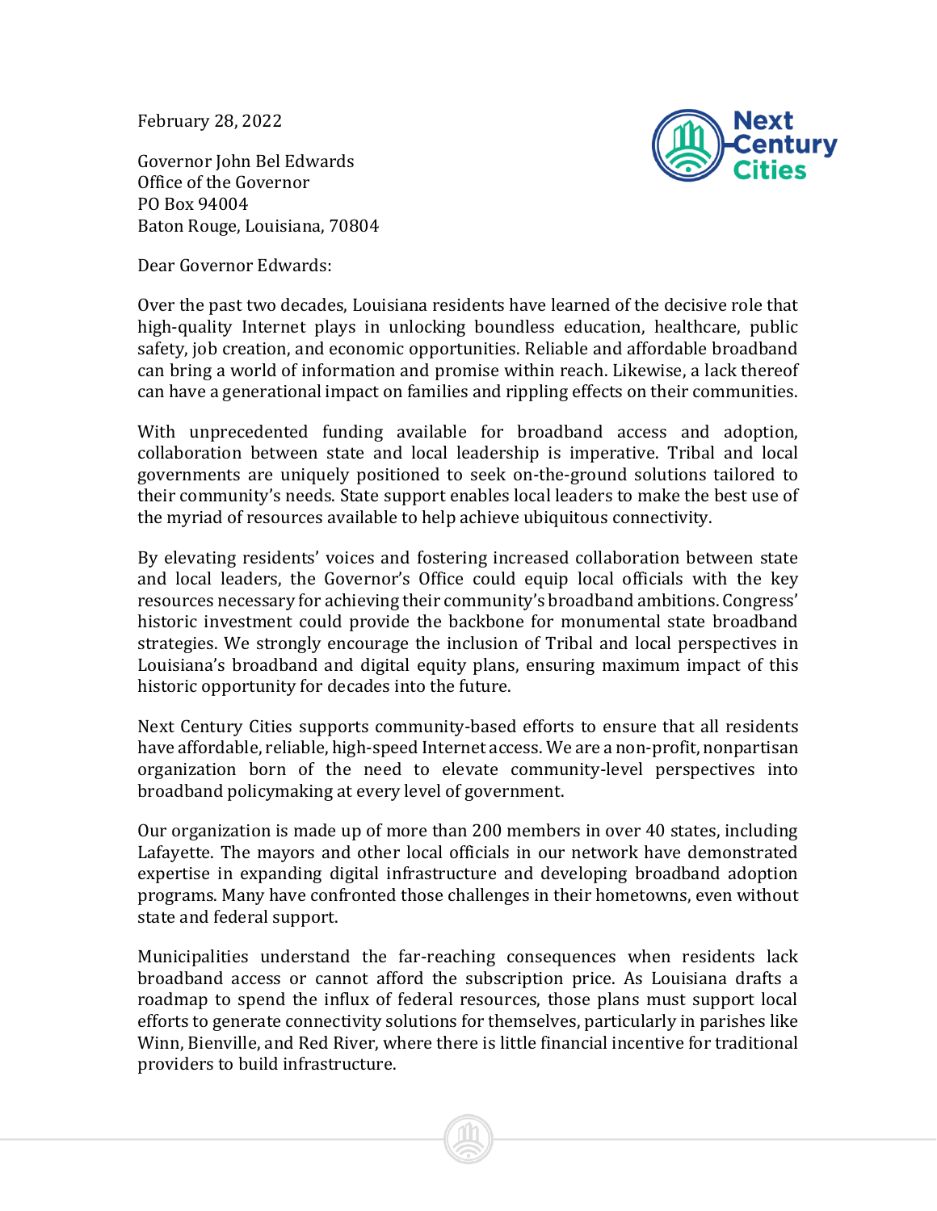February 28, 2022

Governor John Bel Edwards
Office of the Governor
PO Box 94004
Baton Rouge, Louisiana, 70804

Dear Governor Edwards:

Over the past two decades, Louisiana residents have learned of the decisive role that high-quality Internet plays in unlocking boundless education, healthcare, public safety, job creation, and economic opportunities. Reliable and affordable broadband can bring a world of information and promise within reach. Likewise, a lack thereof can have a generational impact on families and rippling effects on their communities.

With unprecedented funding available for broadband access and adoption, collaboration between state and local leadership is imperative. Tribal and local governments are uniquely positioned to seek on-the-ground solutions tailored to their community's needs. State support enables local leaders to make the best use of the myriad of resources available to help achieve ubiquitous connectivity.

By elevating residents' voices and fostering increased collaboration between state and local leaders, the Governor's Office could equip local officials with the key resources necessary for achieving their community's broadband ambitions. Congress' historic investment could provide the backbone for monumental state broadband strategies. We strongly encourage the inclusion of Tribal and local perspectives in Louisiana's broadband and digital equity plans, ensuring maximum impact of this historic opportunity for decades into the future.

Next Century Cities supports community-based efforts to ensure that all residents have affordable, reliable, high-speed Internet access. We are a non-profit, nonpartisan organization born of the need to elevate community-level perspectives into broadband policymaking at every level of government.

Our organization is made up of more than 200 members in over 40 states, including Lafayette. The mayors and other local officials in our network have demonstrated expertise in expanding digital infrastructure and developing broadband adoption programs. Many have confronted those challenges in their hometowns, even without state and federal support.

Municipalities understand the far-reaching consequences when residents lack broadband access or cannot afford the subscription price. As Louisiana drafts a roadmap to spend the influx of federal resources, those plans must support local efforts to generate connectivity solutions for themselves, particularly in parishes like Winn, Bienville, and Red River, where there is little financial incentive for traditional providers to build infrastructure.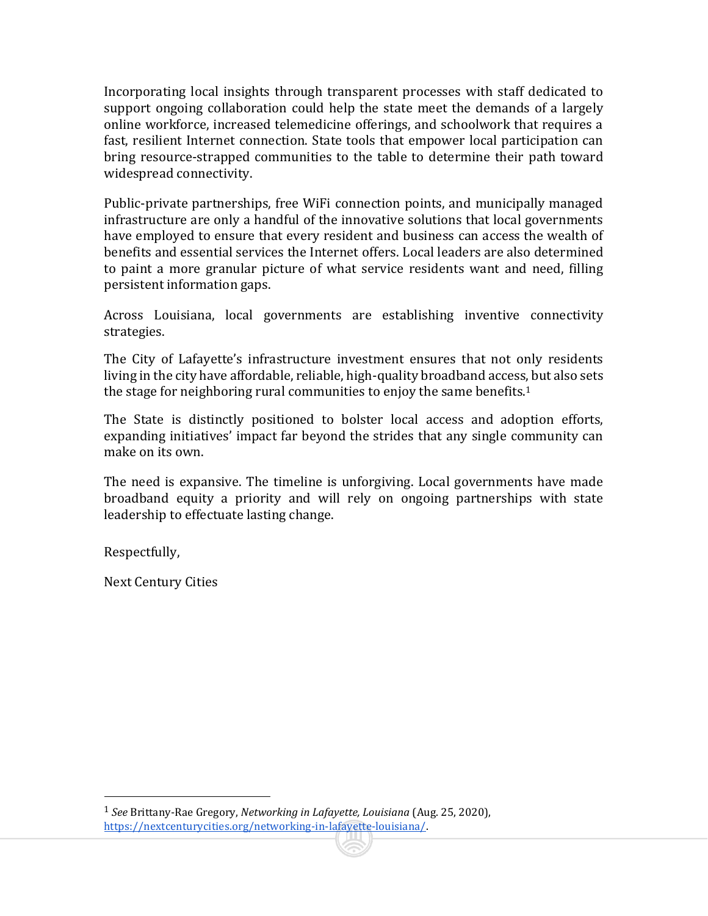Incorporating local insights through transparent processes with staff dedicated to support ongoing collaboration could help the state meet the demands of a largely online workforce, increased telemedicine offerings, and schoolwork that requires a fast, resilient Internet connection. State tools that empower local participation can bring resource-strapped communities to the table to determine their path toward widespread connectivity.

Public-private partnerships, free WiFi connection points, and municipally managed infrastructure are only a handful of the innovative solutions that local governments have employed to ensure that every resident and business can access the wealth of benefits and essential services the Internet offers. Local leaders are also determined to paint a more granular picture of what service residents want and need, filling persistent information gaps.

Across Louisiana, local governments are establishing inventive connectivity strategies.

The City of Lafayette's infrastructure investment ensures that not only residents living in the city have affordable, reliable, high-quality broadband access, but also sets the stage for neighboring rural communities to enjoy the same benefits.[1]

The State is distinctly positioned to bolster local access and adoption efforts, expanding initiatives' impact far beyond the strides that any single community can make on its own.

The need is expansive. The timeline is unforgiving. Local governments have made broadband equity a priority and will rely on ongoing partnerships with state leadership to effectuate lasting change.

Respectfully,

Next Century Cities

---

[1] *See* Brittany-Rae Gregory, *Networking in Lafayette, Louisiana* (Aug. 25, 2020), https://nextcenturycities.org/networking-in-lafayette-louisiana/.